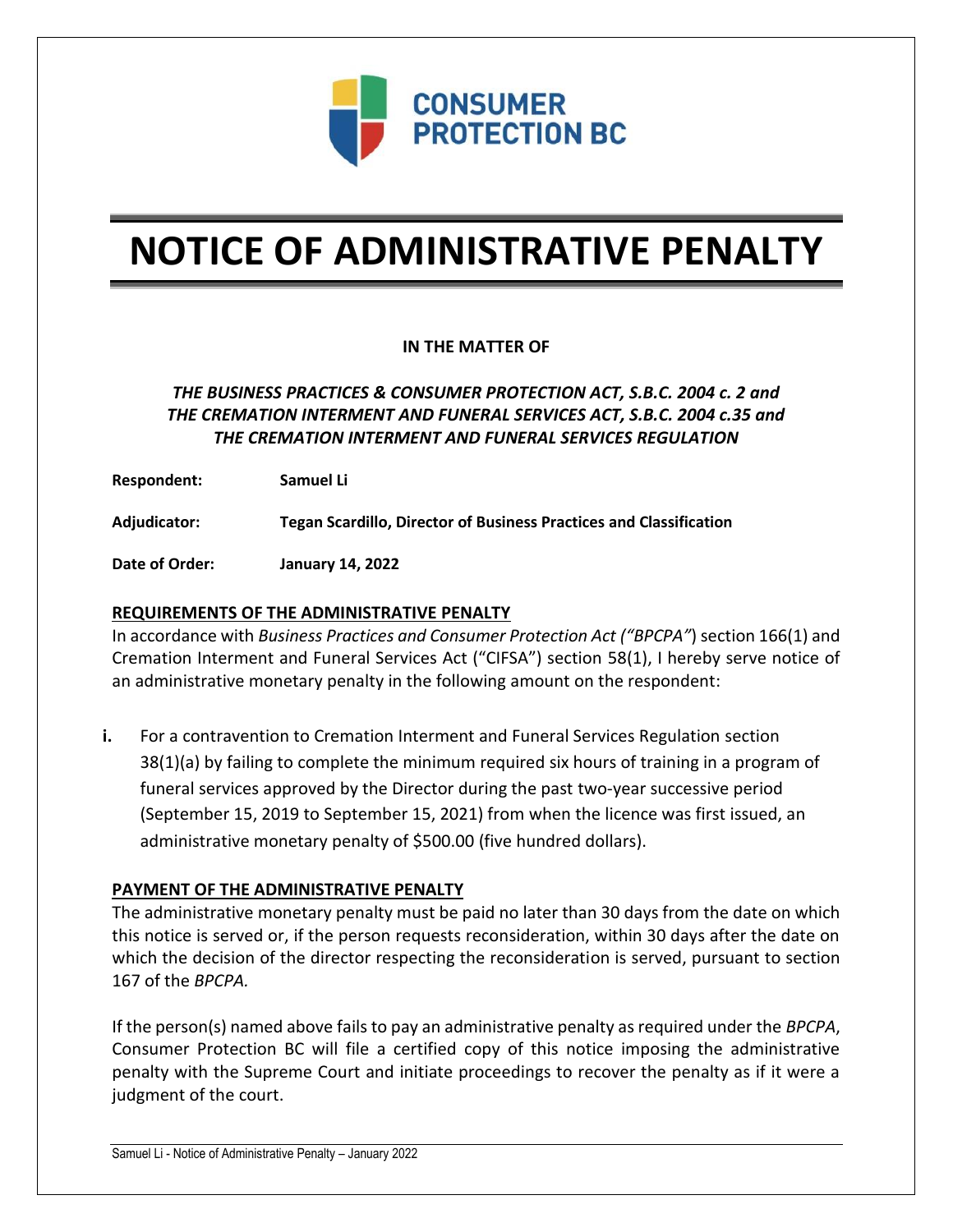CONSUMER PROTECTION BC

# NOTICE OF ADMINISTRATIVE PENALTY

**IN THE MATTER OF**

***THE BUSINESS PRACTICES & CONSUMER PROTECTION ACT, S.B.C. 2004 c. 2 and THE CREMATION INTERMENT AND FUNERAL SERVICES ACT, S.B.C. 2004 c.35 and THE CREMATION INTERMENT AND FUNERAL SERVICES REGULATION***

**Respondent:** **Samuel Li**

**Adjudicator:** **Tegan Scardillo, Director of Business Practices and Classification**

**Date of Order:** **January 14, 2022**

## REQUIREMENTS OF THE ADMINISTRATIVE PENALTY

In accordance with *Business Practices and Consumer Protection Act ("BPCPA"*) section 166(1) and Cremation Interment and Funeral Services Act ("CIFSA") section 58(1), I hereby serve notice of an administrative monetary penalty in the following amount on the respondent:

**i.** For a contravention to Cremation Interment and Funeral Services Regulation section 38(1)(a) by failing to complete the minimum required six hours of training in a program of funeral services approved by the Director during the past two-year successive period (September 15, 2019 to September 15, 2021) from when the licence was first issued, an administrative monetary penalty of $500.00 (five hundred dollars).

## PAYMENT OF THE ADMINISTRATIVE PENALTY

The administrative monetary penalty must be paid no later than 30 days from the date on which this notice is served or, if the person requests reconsideration, within 30 days after the date on which the decision of the director respecting the reconsideration is served, pursuant to section 167 of the *BPCPA.*

If the person(s) named above fails to pay an administrative penalty as required under the *BPCPA*, Consumer Protection BC will file a certified copy of this notice imposing the administrative penalty with the Supreme Court and initiate proceedings to recover the penalty as if it were a judgment of the court.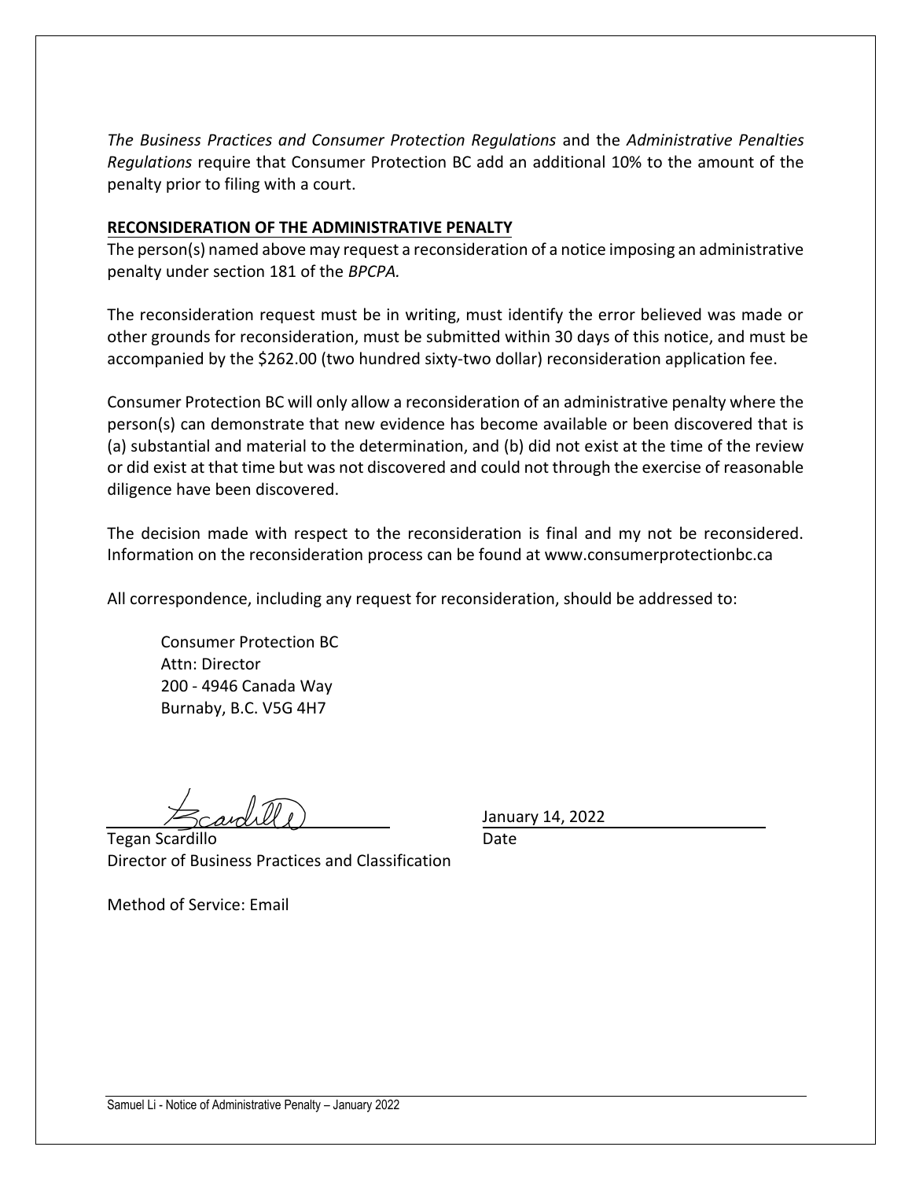*The Business Practices and Consumer Protection Regulations* and the *Administrative Penalties Regulations* require that Consumer Protection BC add an additional 10% to the amount of the penalty prior to filing with a court.

**RECONSIDERATION OF THE ADMINISTRATIVE PENALTY**

The person(s) named above may request a reconsideration of a notice imposing an administrative penalty under section 181 of the *BPCPA.*

The reconsideration request must be in writing, must identify the error believed was made or other grounds for reconsideration, must be submitted within 30 days of this notice, and must be accompanied by the $262.00 (two hundred sixty-two dollar) reconsideration application fee.

Consumer Protection BC will only allow a reconsideration of an administrative penalty where the person(s) can demonstrate that new evidence has become available or been discovered that is (a) substantial and material to the determination, and (b) did not exist at the time of the review or did exist at that time but was not discovered and could not through the exercise of reasonable diligence have been discovered.

The decision made with respect to the reconsideration is final and my not be reconsidered. Information on the reconsideration process can be found at www.consumerprotectionbc.ca

All correspondence, including any request for reconsideration, should be addressed to:

Consumer Protection BC
Attn: Director
200 - 4946 Canada Way
Burnaby, B.C. V5G 4H7

Tegan Scardillo
Director of Business Practices and Classification

January 14, 2022
Date

Method of Service: Email